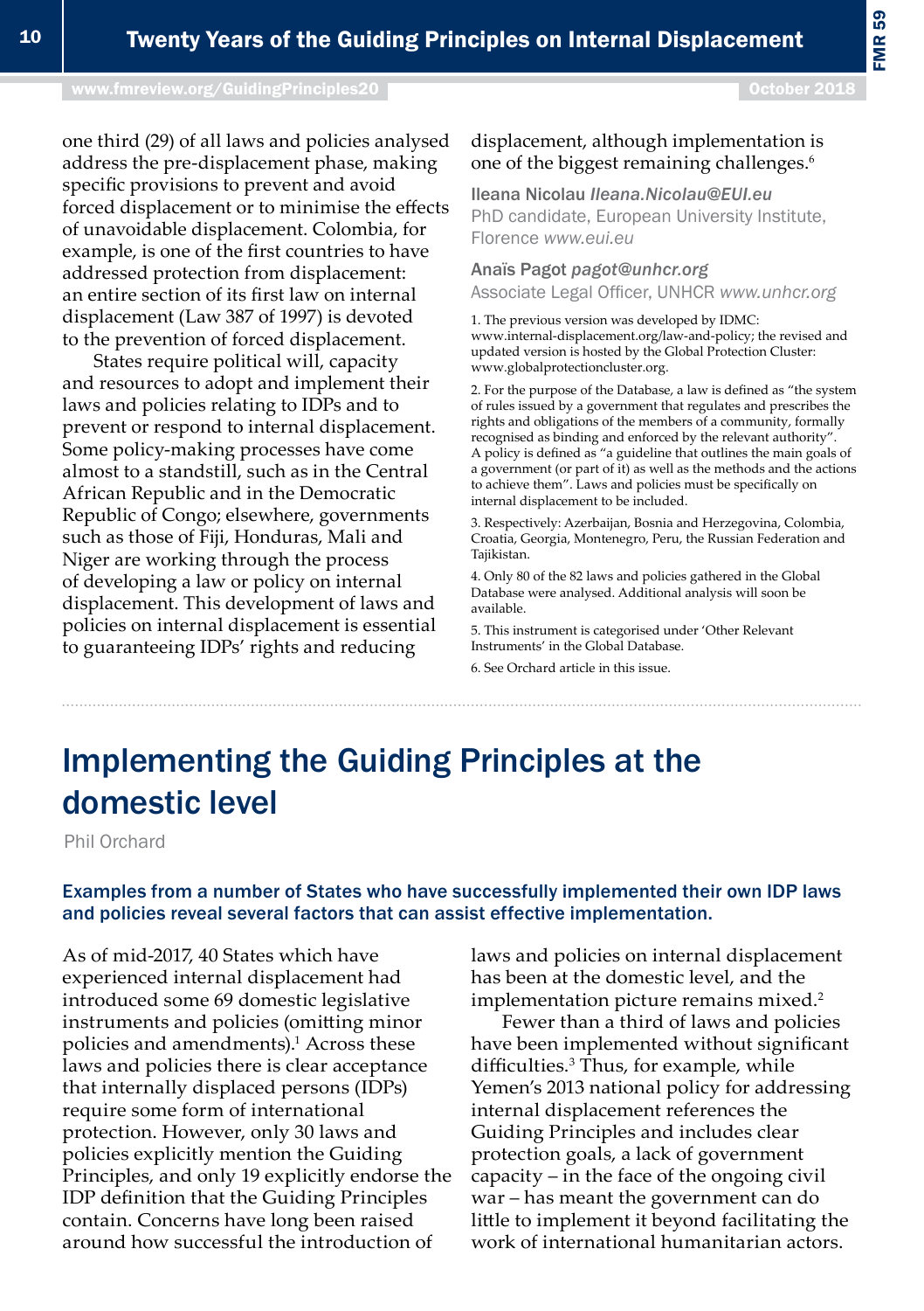one third (29) of all laws and policies analysed address the pre-displacement phase, making specific provisions to prevent and avoid forced displacement or to minimise the effects of unavoidable displacement. Colombia, for example, is one of the first countries to have addressed protection from displacement: an entire section of its first law on internal displacement (Law 387 of 1997) is devoted to the prevention of forced displacement.

States require political will, capacity and resources to adopt and implement their laws and policies relating to IDPs and to prevent or respond to internal displacement. Some policy-making processes have come almost to a standstill, such as in the Central African Republic and in the Democratic Republic of Congo; elsewhere, governments such as those of Fiji, Honduras, Mali and Niger are working through the process of developing a law or policy on internal displacement. This development of laws and policies on internal displacement is essential to guaranteeing IDPs' rights and reducing displacement, although implementation is one of the biggest remaining challenges.[6]

Ileana Nicolau *Ileana.Nicolau@EUI.eu*
PhD candidate, European University Institute, Florence *www.eui.eu*

Anaïs Pagot *pagot@unhcr.org*
Associate Legal Officer, UNHCR *www.unhcr.org*

1. The previous version was developed by IDMC: www.internal-displacement.org/law-and-policy; the revised and updated version is hosted by the Global Protection Cluster: www.globalprotectioncluster.org.

2. For the purpose of the Database, a law is defined as "the system of rules issued by a government that regulates and prescribes the rights and obligations of the members of a community, formally recognised as binding and enforced by the relevant authority". A policy is defined as "a guideline that outlines the main goals of a government (or part of it) as well as the methods and the actions to achieve them". Laws and policies must be specifically on internal displacement to be included.

3. Respectively: Azerbaijan, Bosnia and Herzegovina, Colombia, Croatia, Georgia, Montenegro, Peru, the Russian Federation and Tajikistan.

4. Only 80 of the 82 laws and policies gathered in the Global Database were analysed. Additional analysis will soon be available.

5. This instrument is categorised under 'Other Relevant Instruments' in the Global Database.

6. See Orchard article in this issue.

# Implementing the Guiding Principles at the domestic level

Phil Orchard

**Examples from a number of States who have successfully implemented their own IDP laws and policies reveal several factors that can assist effective implementation.**

As of mid-2017, 40 States which have experienced internal displacement had introduced some 69 domestic legislative instruments and policies (omitting minor policies and amendments).[1] Across these laws and policies there is clear acceptance that internally displaced persons (IDPs) require some form of international protection. However, only 30 laws and policies explicitly mention the Guiding Principles, and only 19 explicitly endorse the IDP definition that the Guiding Principles contain. Concerns have long been raised around how successful the introduction of laws and policies on internal displacement has been at the domestic level, and the implementation picture remains mixed.[2]

Fewer than a third of laws and policies have been implemented without significant difficulties.[3] Thus, for example, while Yemen's 2013 national policy for addressing internal displacement references the Guiding Principles and includes clear protection goals, a lack of government capacity – in the face of the ongoing civil war – has meant the government can do little to implement it beyond facilitating the work of international humanitarian actors.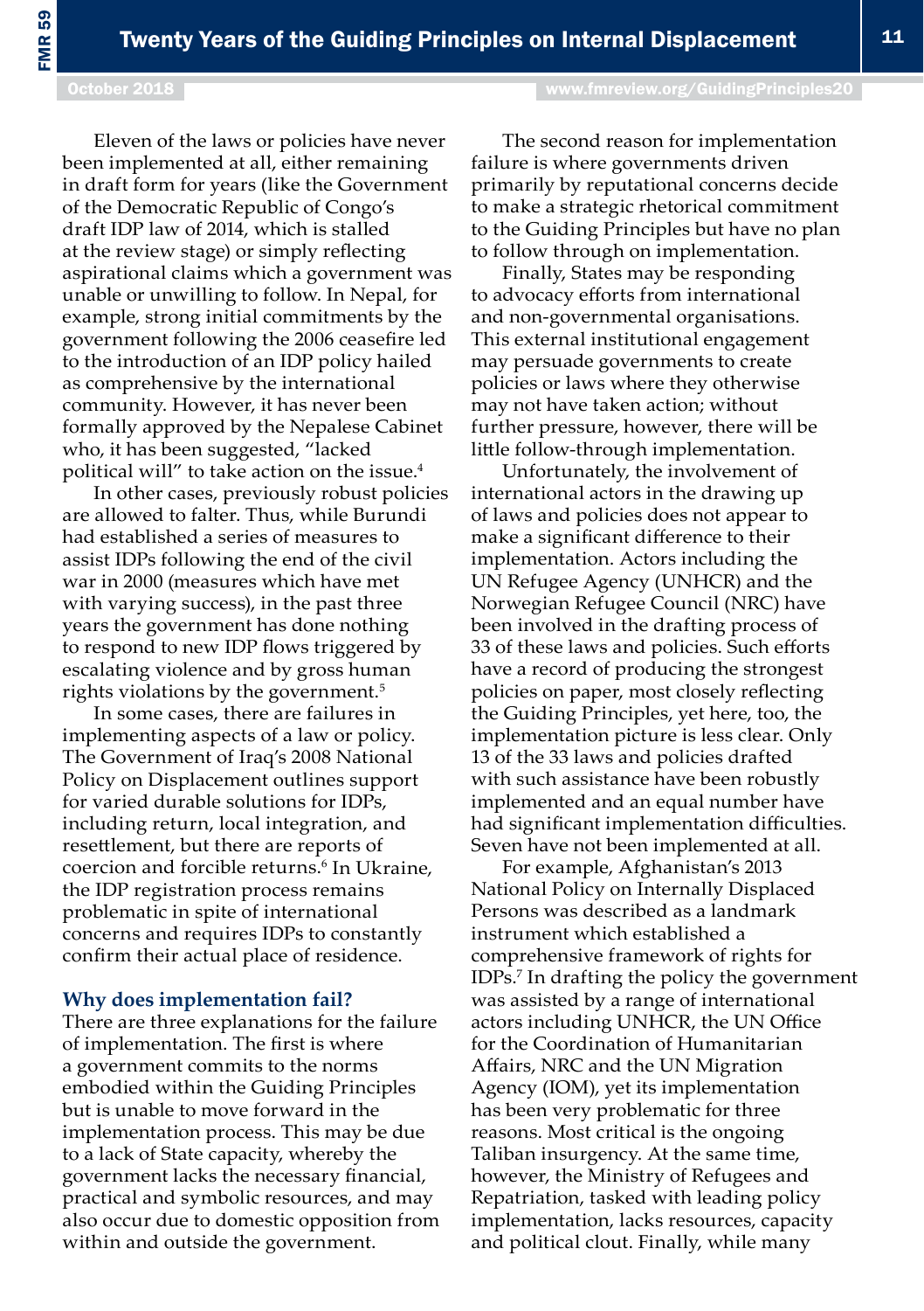Eleven of the laws or policies have never been implemented at all, either remaining in draft form for years (like the Government of the Democratic Republic of Congo's draft IDP law of 2014, which is stalled at the review stage) or simply reflecting aspirational claims which a government was unable or unwilling to follow. In Nepal, for example, strong initial commitments by the government following the 2006 ceasefire led to the introduction of an IDP policy hailed as comprehensive by the international community. However, it has never been formally approved by the Nepalese Cabinet who, it has been suggested, "lacked political will" to take action on the issue.[4]

In other cases, previously robust policies are allowed to falter. Thus, while Burundi had established a series of measures to assist IDPs following the end of the civil war in 2000 (measures which have met with varying success), in the past three years the government has done nothing to respond to new IDP flows triggered by escalating violence and by gross human rights violations by the government.[5]

In some cases, there are failures in implementing aspects of a law or policy. The Government of Iraq's 2008 National Policy on Displacement outlines support for varied durable solutions for IDPs, including return, local integration, and resettlement, but there are reports of coercion and forcible returns.[6] In Ukraine, the IDP registration process remains problematic in spite of international concerns and requires IDPs to constantly confirm their actual place of residence.

### Why does implementation fail?

There are three explanations for the failure of implementation. The first is where a government commits to the norms embodied within the Guiding Principles but is unable to move forward in the implementation process. This may be due to a lack of State capacity, whereby the government lacks the necessary financial, practical and symbolic resources, and may also occur due to domestic opposition from within and outside the government.

The second reason for implementation failure is where governments driven primarily by reputational concerns decide to make a strategic rhetorical commitment to the Guiding Principles but have no plan to follow through on implementation.

Finally, States may be responding to advocacy efforts from international and non-governmental organisations. This external institutional engagement may persuade governments to create policies or laws where they otherwise may not have taken action; without further pressure, however, there will be little follow-through implementation.

Unfortunately, the involvement of international actors in the drawing up of laws and policies does not appear to make a significant difference to their implementation. Actors including the UN Refugee Agency (UNHCR) and the Norwegian Refugee Council (NRC) have been involved in the drafting process of 33 of these laws and policies. Such efforts have a record of producing the strongest policies on paper, most closely reflecting the Guiding Principles, yet here, too, the implementation picture is less clear. Only 13 of the 33 laws and policies drafted with such assistance have been robustly implemented and an equal number have had significant implementation difficulties. Seven have not been implemented at all.

For example, Afghanistan's 2013 National Policy on Internally Displaced Persons was described as a landmark instrument which established a comprehensive framework of rights for IDPs.[7] In drafting the policy the government was assisted by a range of international actors including UNHCR, the UN Office for the Coordination of Humanitarian Affairs, NRC and the UN Migration Agency (IOM), yet its implementation has been very problematic for three reasons. Most critical is the ongoing Taliban insurgency. At the same time, however, the Ministry of Refugees and Repatriation, tasked with leading policy implementation, lacks resources, capacity and political clout. Finally, while many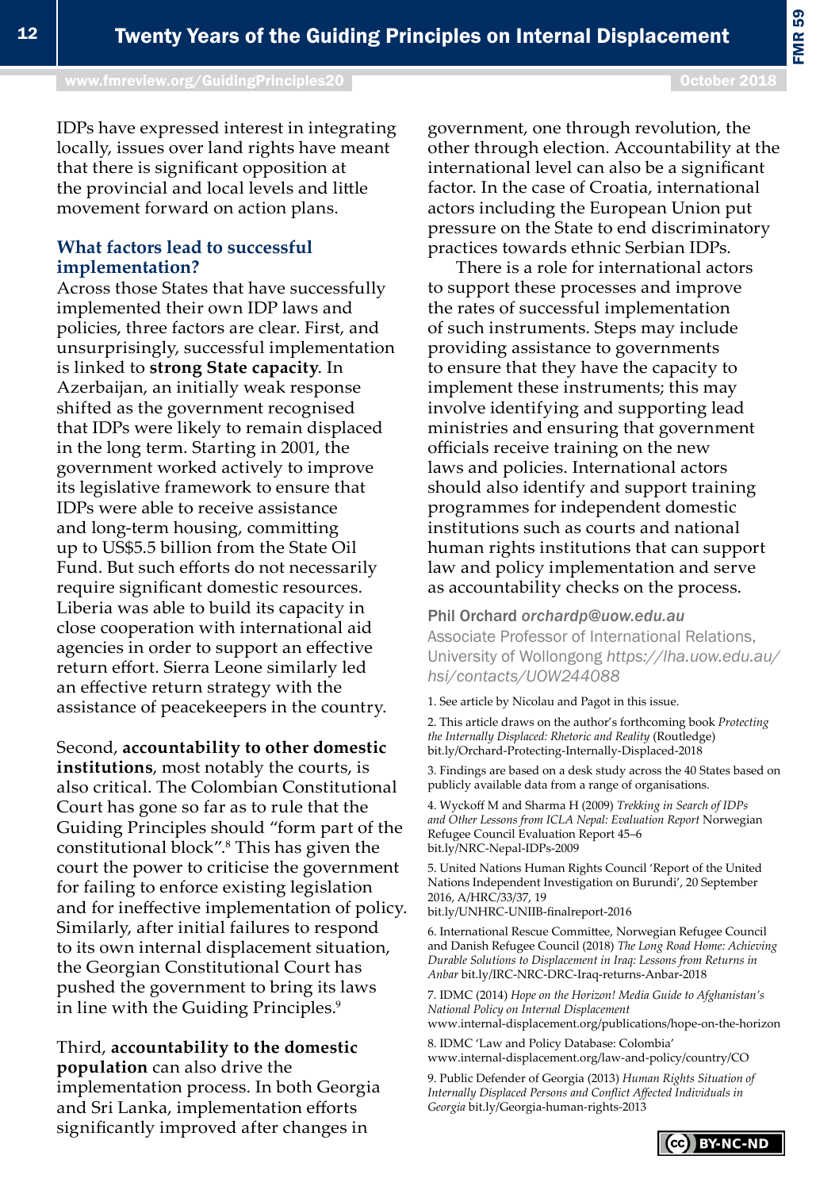IDPs have expressed interest in integrating locally, issues over land rights have meant that there is significant opposition at the provincial and local levels and little movement forward on action plans.

## What factors lead to successful implementation?

Across those States that have successfully implemented their own IDP laws and policies, three factors are clear. First, and unsurprisingly, successful implementation is linked to **strong State capacity**. In Azerbaijan, an initially weak response shifted as the government recognised that IDPs were likely to remain displaced in the long term. Starting in 2001, the government worked actively to improve its legislative framework to ensure that IDPs were able to receive assistance and long-term housing, committing up to US$5.5 billion from the State Oil Fund. But such efforts do not necessarily require significant domestic resources. Liberia was able to build its capacity in close cooperation with international aid agencies in order to support an effective return effort. Sierra Leone similarly led an effective return strategy with the assistance of peacekeepers in the country.

Second, **accountability to other domestic institutions**, most notably the courts, is also critical. The Colombian Constitutional Court has gone so far as to rule that the Guiding Principles should "form part of the constitutional block".[8] This has given the court the power to criticise the government for failing to enforce existing legislation and for ineffective implementation of policy. Similarly, after initial failures to respond to its own internal displacement situation, the Georgian Constitutional Court has pushed the government to bring its laws in line with the Guiding Principles.[9]

Third, **accountability to the domestic population** can also drive the implementation process. In both Georgia and Sri Lanka, implementation efforts significantly improved after changes in government, one through revolution, the other through election. Accountability at the international level can also be a significant factor. In the case of Croatia, international actors including the European Union put pressure on the State to end discriminatory practices towards ethnic Serbian IDPs.

There is a role for international actors to support these processes and improve the rates of successful implementation of such instruments. Steps may include providing assistance to governments to ensure that they have the capacity to implement these instruments; this may involve identifying and supporting lead ministries and ensuring that government officials receive training on the new laws and policies. International actors should also identify and support training programmes for independent domestic institutions such as courts and national human rights institutions that can support law and policy implementation and serve as accountability checks on the process.

Phil Orchard *orchardp@uow.edu.au*
Associate Professor of International Relations, University of Wollongong *https://lha.uow.edu.au/hsi/contacts/UOW244088*

1. See article by Nicolau and Pagot in this issue.
2. This article draws on the author's forthcoming book *Protecting the Internally Displaced: Rhetoric and Reality* (Routledge) bit.ly/Orchard-Protecting-Internally-Displaced-2018
3. Findings are based on a desk study across the 40 States based on publicly available data from a range of organisations.
4. Wyckoff M and Sharma H (2009) *Trekking in Search of IDPs and Other Lessons from ICLA Nepal: Evaluation Report* Norwegian Refugee Council Evaluation Report 45–6 bit.ly/NRC-Nepal-IDPs-2009
5. United Nations Human Rights Council 'Report of the United Nations Independent Investigation on Burundi', 20 September 2016, A/HRC/33/37, 19 bit.ly/UNHRC-UNIIB-finalreport-2016
6. International Rescue Committee, Norwegian Refugee Council and Danish Refugee Council (2018) *The Long Road Home: Achieving Durable Solutions to Displacement in Iraq: Lessons from Returns in Anbar* bit.ly/IRC-NRC-DRC-Iraq-returns-Anbar-2018
7. IDMC (2014) *Hope on the Horizon! Media Guide to Afghanistan's National Policy on Internal Displacement* www.internal-displacement.org/publications/hope-on-the-horizon
8. IDMC 'Law and Policy Database: Colombia' www.internal-displacement.org/law-and-policy/country/CO
9. Public Defender of Georgia (2013) *Human Rights Situation of Internally Displaced Persons and Conflict Affected Individuals in Georgia* bit.ly/Georgia-human-rights-2013